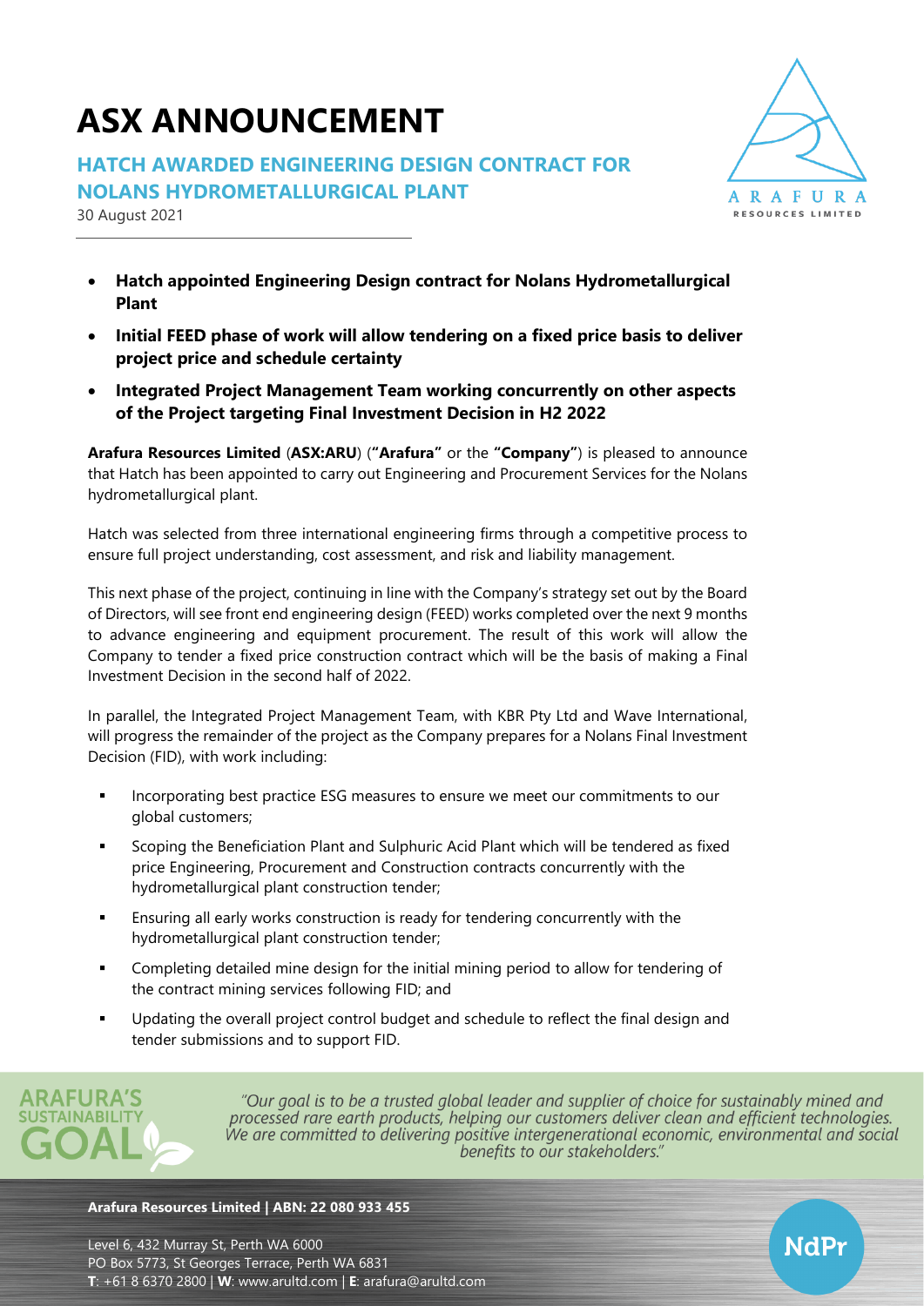# ASX ANNOUNCEMENT

## HATCH AWARDED ENGINEERING DESIGN CONTRACT FOR NOLANS HYDROMETALLURGICAL PLANT

30 August 2021

- **Hatch appointed Engineering Design contract for Nolans Hydrometallurgical Plant**
- **Initial FEED phase of work will allow tendering on a fixed price basis to deliver project price and schedule certainty**
- **Integrated Project Management Team working concurrently on other aspects of the Project targeting Final Investment Decision in H2 2022**

**Arafura Resources Limited** (**ASX:ARU**) (**"Arafura"** or the **"Company"**) is pleased to announce that Hatch has been appointed to carry out Engineering and Procurement Services for the Nolans hydrometallurgical plant.

Hatch was selected from three international engineering firms through a competitive process to ensure full project understanding, cost assessment, and risk and liability management.

This next phase of the project, continuing in line with the Company's strategy set out by the Board of Directors, will see front end engineering design (FEED) works completed over the next 9 months to advance engineering and equipment procurement. The result of this work will allow the Company to tender a fixed price construction contract which will be the basis of making a Final Investment Decision in the second half of 2022.

In parallel, the Integrated Project Management Team, with KBR Pty Ltd and Wave International, will progress the remainder of the project as the Company prepares for a Nolans Final Investment Decision (FID), with work including:

- Incorporating best practice ESG measures to ensure we meet our commitments to our global customers;
- Scoping the Beneficiation Plant and Sulphuric Acid Plant which will be tendered as fixed price Engineering, Procurement and Construction contracts concurrently with the hydrometallurgical plant construction tender;
- Ensuring all early works construction is ready for tendering concurrently with the hydrometallurgical plant construction tender;
- Completing detailed mine design for the initial mining period to allow for tendering of the contract mining services following FID; and
- Updating the overall project control budget and schedule to reflect the final design and tender submissions and to support FID.

**ARAFURA'S SUSTAINABILITY GOAL**

*"Our goal is to be a trusted global leader and supplier of choice for sustainably mined and processed rare earth products, helping our customers deliver clean and efficient technologies. We are committed to delivering positive intergenerational economic, environmental and social benefits to our stakeholders."*

**Arafura Resources Limited | ABN: 22 080 933 455**

Level 6, 432 Murray St, Perth WA 6000
PO Box 5773, St Georges Terrace, Perth WA 6831
**T**: +61 8 6370 2800 | **W**: www.arultd.com | **E**: arafura@arultd.com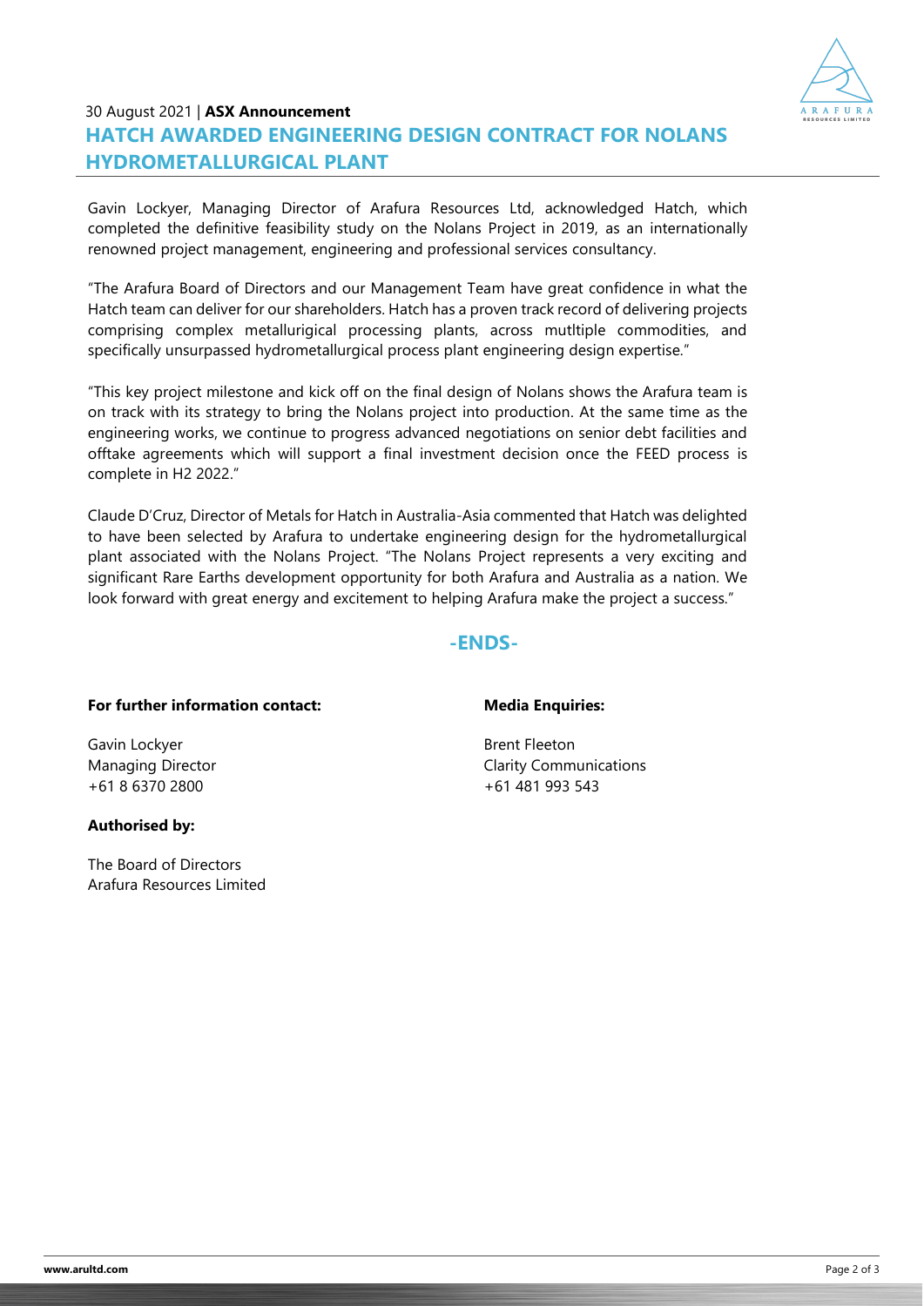30 August 2021 | **ASX Announcement**

# HATCH AWARDED ENGINEERING DESIGN CONTRACT FOR NOLANS HYDROMETALLURGICAL PLANT

Gavin Lockyer, Managing Director of Arafura Resources Ltd, acknowledged Hatch, which completed the definitive feasibility study on the Nolans Project in 2019, as an internationally renowned project management, engineering and professional services consultancy.

"The Arafura Board of Directors and our Management Team have great confidence in what the Hatch team can deliver for our shareholders. Hatch has a proven track record of delivering projects comprising complex metallurigical processing plants, across mutltiple commodities, and specifically unsurpassed hydrometallurgical process plant engineering design expertise."

"This key project milestone and kick off on the final design of Nolans shows the Arafura team is on track with its strategy to bring the Nolans project into production. At the same time as the engineering works, we continue to progress advanced negotiations on senior debt facilities and offtake agreements which will support a final investment decision once the FEED process is complete in H2 2022."

Claude D'Cruz, Director of Metals for Hatch in Australia-Asia commented that Hatch was delighted to have been selected by Arafura to undertake engineering design for the hydrometallurgical plant associated with the Nolans Project. "The Nolans Project represents a very exciting and significant Rare Earths development opportunity for both Arafura and Australia as a nation. We look forward with great energy and excitement to helping Arafura make the project a success."

**-ENDS-**

**For further information contact:**

Gavin Lockyer
Managing Director
+61 8 6370 2800

**Media Enquiries:**

Brent Fleeton
Clarity Communications
+61 481 993 543

**Authorised by:**

The Board of Directors
Arafura Resources Limited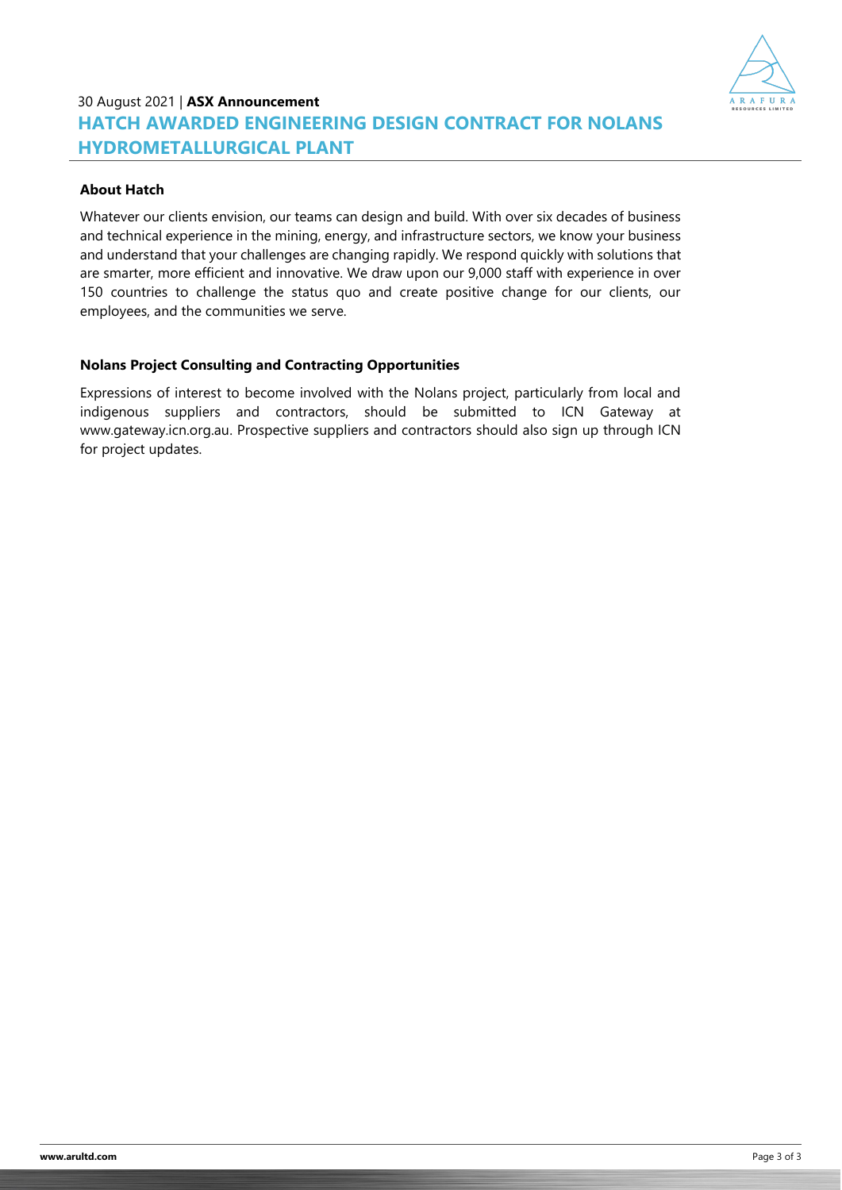## About Hatch

Whatever our clients envision, our teams can design and build. With over six decades of business and technical experience in the mining, energy, and infrastructure sectors, we know your business and understand that your challenges are changing rapidly. We respond quickly with solutions that are smarter, more efficient and innovative. We draw upon our 9,000 staff with experience in over 150 countries to challenge the status quo and create positive change for our clients, our employees, and the communities we serve.

## Nolans Project Consulting and Contracting Opportunities

Expressions of interest to become involved with the Nolans project, particularly from local and indigenous suppliers and contractors, should be submitted to ICN Gateway at www.gateway.icn.org.au. Prospective suppliers and contractors should also sign up through ICN for project updates.